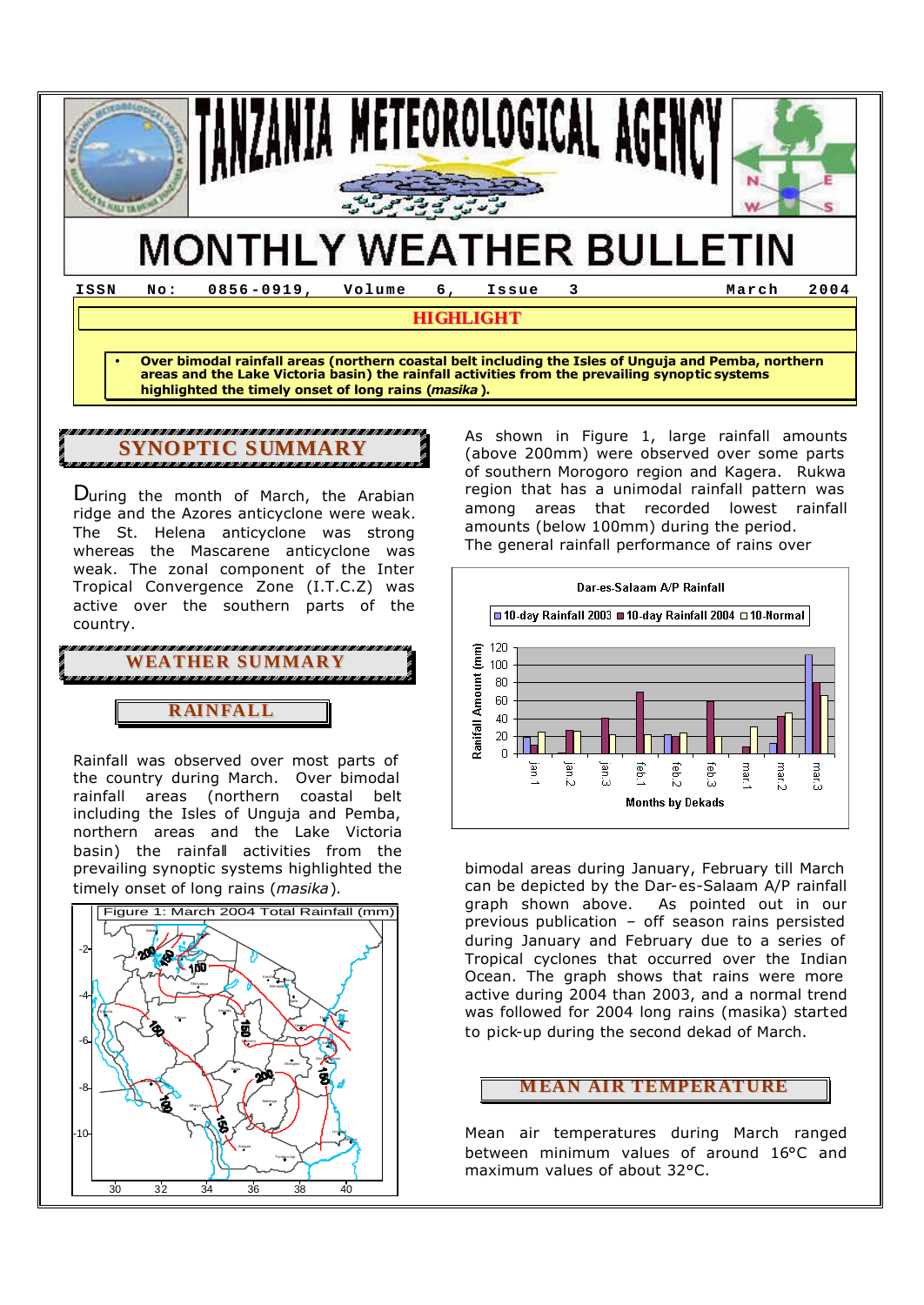# TANZANIA METEOROLOGICAL AGENCY

# MONTHLY WEATHER BULLETIN

ISSN No: 0856-0919, Volume 6, Issue 3 March 2004

## HIGHLIGHT

- **Over bimodal rainfall areas (northern coastal belt including the Isles of Unguja and Pemba, northern areas and the Lake Victoria basin) the rainfall activities from the prevailing synoptic systems highlighted the timely onset of long rains (*masika*).**

## SYNOPTIC SUMMARY

During the month of March, the Arabian ridge and the Azores anticyclone were weak. The St. Helena anticyclone was strong whereas the Mascarene anticyclone was weak. The zonal component of the Inter Tropical Convergence Zone (I.T.C.Z) was active over the southern parts of the country.

## WEATHER SUMMARY

### RAINFALL

Rainfall was observed over most parts of the country during March. Over bimodal rainfall areas (northern coastal belt including the Isles of Unguja and Pemba, northern areas and the Lake Victoria basin) the rainfall activities from the prevailing synoptic systems highlighted the timely onset of long rains (*masika*).

Figure 1: March 2004 Total Rainfall (mm)

As shown in Figure 1, large rainfall amounts (above 200mm) were observed over some parts of southern Morogoro region and Kagera. Rukwa region that has a unimodal rainfall pattern was among areas that recorded lowest rainfall amounts (below 100mm) during the period.

The general rainfall performance of rains over bimodal areas during January, February till March can be depicted by the Dar-es-Salaam A/P rainfall graph shown above. As pointed out in our previous publication – off season rains persisted during January and February due to a series of Tropical cyclones that occurred over the Indian Ocean. The graph shows that rains were more active during 2004 than 2003, and a normal trend was followed for 2004 long rains (masika) started to pick-up during the second dekad of March.

Dar-es-Salaam A/P Rainfall

### MEAN AIR TEMPERATURE

Mean air temperatures during March ranged between minimum values of around 16°C and maximum values of about 32°C.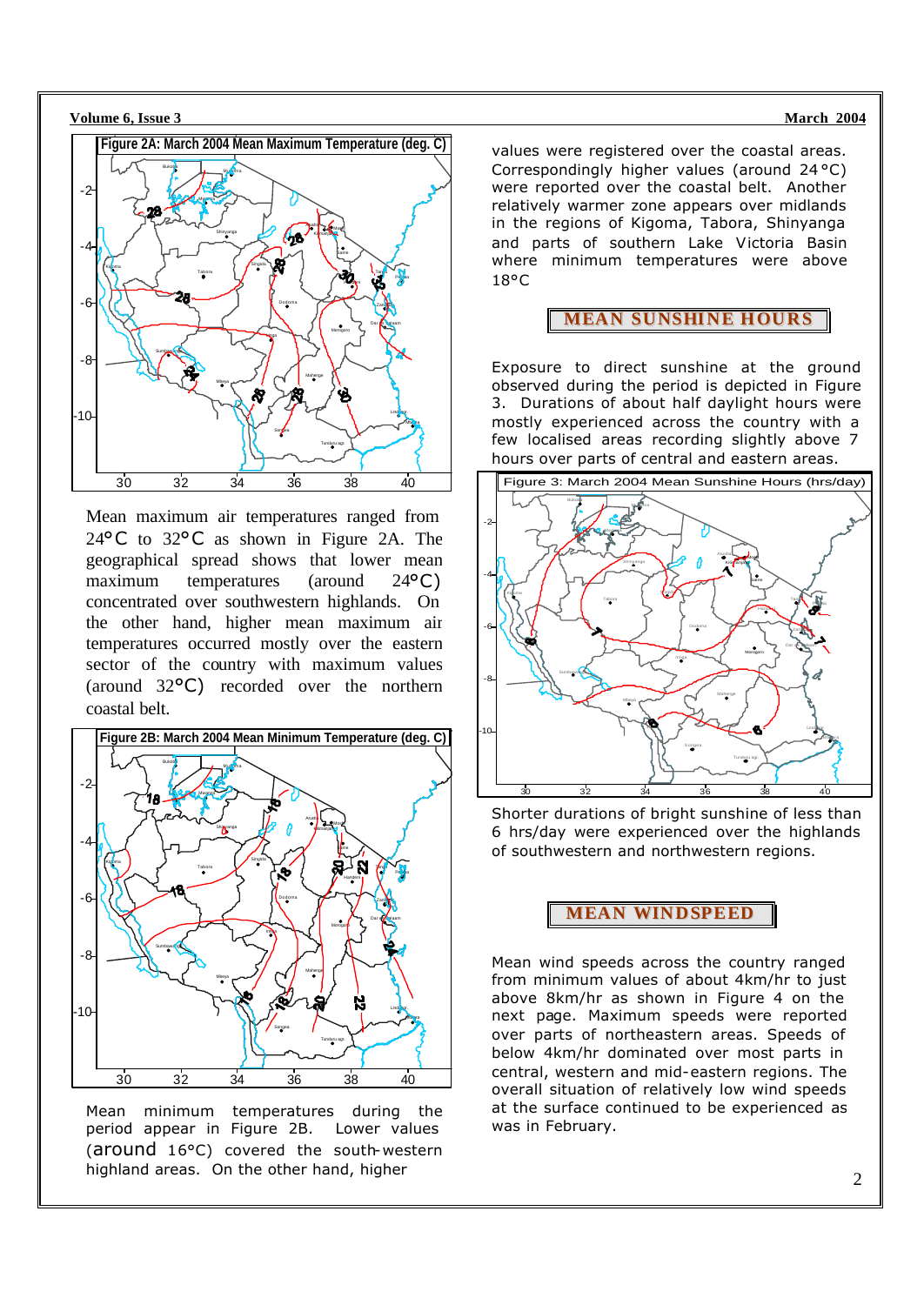**Figure 2A: March 2004 Mean Maximum Temperature (deg. C)**

Mean maximum air temperatures ranged from 24°C to 32°C as shown in Figure 2A. The geographical spread shows that lower mean maximum temperatures (around 24°C) concentrated over southwestern highlands. On the other hand, higher mean maximum air temperatures occurred mostly over the eastern sector of the country with maximum values (around 32°C) recorded over the northern coastal belt.

**Figure 2B: March 2004 Mean Minimum Temperature (deg. C)**

Mean minimum temperatures during the period appear in Figure 2B. Lower values (around 16°C) covered the south-western highland areas. On the other hand, higher values were registered over the coastal areas. Correspondingly higher values (around 24°C) were reported over the coastal belt. Another relatively warmer zone appears over midlands in the regions of Kigoma, Tabora, Shinyanga and parts of southern Lake Victoria Basin where minimum temperatures were above 18°C

## MEAN SUNSHINE HOURS

Exposure to direct sunshine at the ground observed during the period is depicted in Figure 3. Durations of about half daylight hours were mostly experienced across the country with a few localised areas recording slightly above 7 hours over parts of central and eastern areas.

Figure 3: March 2004 Mean Sunshine Hours (hrs/day)

Shorter durations of bright sunshine of less than 6 hrs/day were experienced over the highlands of southwestern and northwestern regions.

## MEAN WINDSPEED

Mean wind speeds across the country ranged from minimum values of about 4km/hr to just above 8km/hr as shown in Figure 4 on the next page. Maximum speeds were reported over parts of northeastern areas. Speeds of below 4km/hr dominated over most parts in central, western and mid-eastern regions. The overall situation of relatively low wind speeds at the surface continued to be experienced as was in February.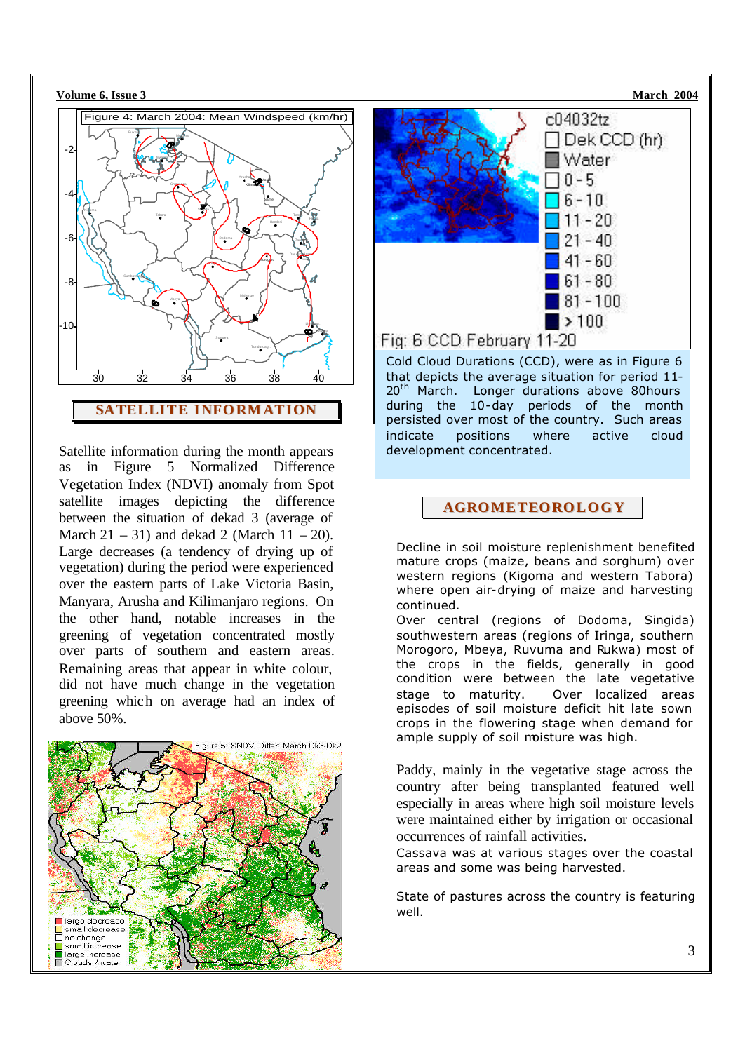Figure 4: March 2004: Mean Windspeed (km/hr)

## SATELLITE INFORMATION

Satellite information during the month appears as in Figure 5 Normalized Difference Vegetation Index (NDVI) anomaly from Spot satellite images depicting the difference between the situation of dekad 3 (average of March 21 – 31) and dekad 2 (March 11 – 20). Large decreases (a tendency of drying up of vegetation) during the period were experienced over the eastern parts of Lake Victoria Basin, Manyara, Arusha and Kilimanjaro regions. On the other hand, notable increases in the greening of vegetation concentrated mostly over parts of southern and eastern areas. Remaining areas that appear in white colour, did not have much change in the vegetation greening which on average had an index of above 50%.

Figure 5 SNDVI Differ. March Dk3-Dk2

Fig: 6 CCD February 11-20

Cold Cloud Durations (CCD), were as in Figure 6 that depicts the average situation for period 11-20th March. Longer durations above 80hours during the 10-day periods of the month persisted over most of the country. Such areas indicate positions where active cloud development concentrated.

## AGROMETEOROLOGY

Decline in soil moisture replenishment benefited mature crops (maize, beans and sorghum) over western regions (Kigoma and western Tabora) where open air-drying of maize and harvesting continued.

Over central (regions of Dodoma, Singida) southwestern areas (regions of Iringa, southern Morogoro, Mbeya, Ruvuma and Rukwa) most of the crops in the fields, generally in good condition were between the late vegetative stage to maturity. Over localized areas episodes of soil moisture deficit hit late sown crops in the flowering stage when demand for ample supply of soil moisture was high.

Paddy, mainly in the vegetative stage across the country after being transplanted featured well especially in areas where high soil moisture levels were maintained either by irrigation or occasional occurrences of rainfall activities.

Cassava was at various stages over the coastal areas and some was being harvested.

State of pastures across the country is featuring well.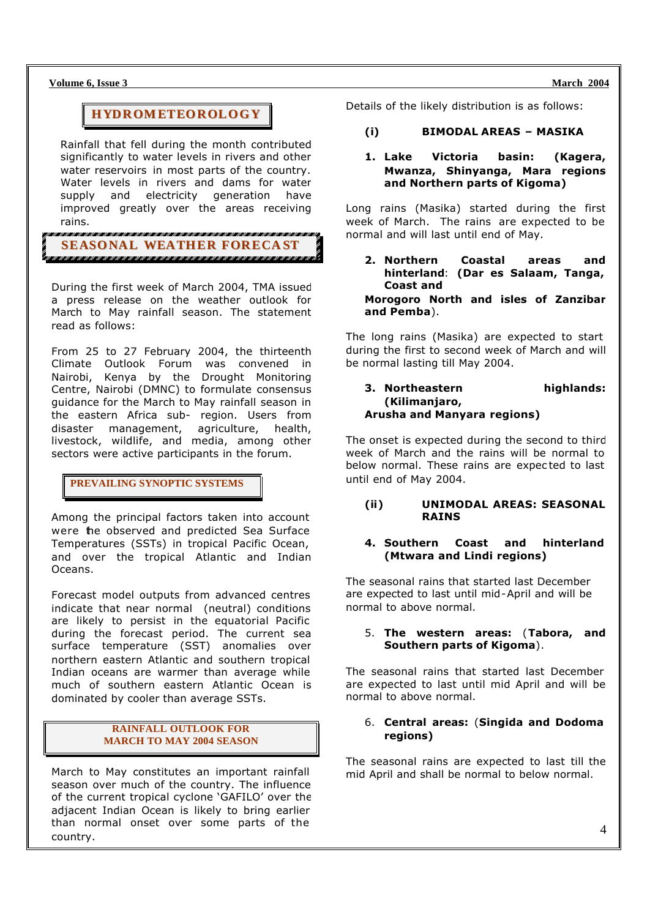## HYDROMETEOROLOGY

Rainfall that fell during the month contributed significantly to water levels in rivers and other water reservoirs in most parts of the country. Water levels in rivers and dams for water supply and electricity generation have improved greatly over the areas receiving rains.

## SEASONAL WEATHER FORECAST

During the first week of March 2004, TMA issued a press release on the weather outlook for March to May rainfall season. The statement read as follows:

From 25 to 27 February 2004, the thirteenth Climate Outlook Forum was convened in Nairobi, Kenya by the Drought Monitoring Centre, Nairobi (DMNC) to formulate consensus guidance for the March to May rainfall season in the eastern Africa sub- region. Users from disaster management, agriculture, health, livestock, wildlife, and media, among other sectors were active participants in the forum.

### PREVAILING SYNOPTIC SYSTEMS

Among the principal factors taken into account were the observed and predicted Sea Surface Temperatures (SSTs) in tropical Pacific Ocean, and over the tropical Atlantic and Indian Oceans.

Forecast model outputs from advanced centres indicate that near normal (neutral) conditions are likely to persist in the equatorial Pacific during the forecast period. The current sea surface temperature (SST) anomalies over northern eastern Atlantic and southern tropical Indian oceans are warmer than average while much of southern eastern Atlantic Ocean is dominated by cooler than average SSTs.

### RAINFALL OUTLOOK FOR MARCH TO MAY 2004 SEASON

March to May constitutes an important rainfall season over much of the country. The influence of the current tropical cyclone 'GAFILO' over the adjacent Indian Ocean is likely to bring earlier than normal onset over some parts of the country.

Details of the likely distribution is as follows:

**(i) BIMODAL AREAS – MASIKA**

**1. Lake Victoria basin: (Kagera, Mwanza, Shinyanga, Mara regions and Northern parts of Kigoma)**

Long rains (Masika) started during the first week of March. The rains are expected to be normal and will last until end of May.

**2. Northern Coastal areas and hinterland: (Dar es Salaam, Tanga, Coast and Morogoro North and isles of Zanzibar and Pemba).**

The long rains (Masika) are expected to start during the first to second week of March and will be normal lasting till May 2004.

**3. Northeastern highlands: (Kilimanjaro, Arusha and Manyara regions)**

The onset is expected during the second to third week of March and the rains will be normal to below normal. These rains are expected to last until end of May 2004.

**(ii) UNIMODAL AREAS: SEASONAL RAINS**

**4. Southern Coast and hinterland (Mtwara and Lindi regions)**

The seasonal rains that started last December are expected to last until mid-April and will be normal to above normal.

5. **The western areas:** (**Tabora, and Southern parts of Kigoma**).

The seasonal rains that started last December are expected to last until mid April and will be normal to above normal.

6. **Central areas:** (**Singida and Dodoma regions)**

The seasonal rains are expected to last till the mid April and shall be normal to below normal.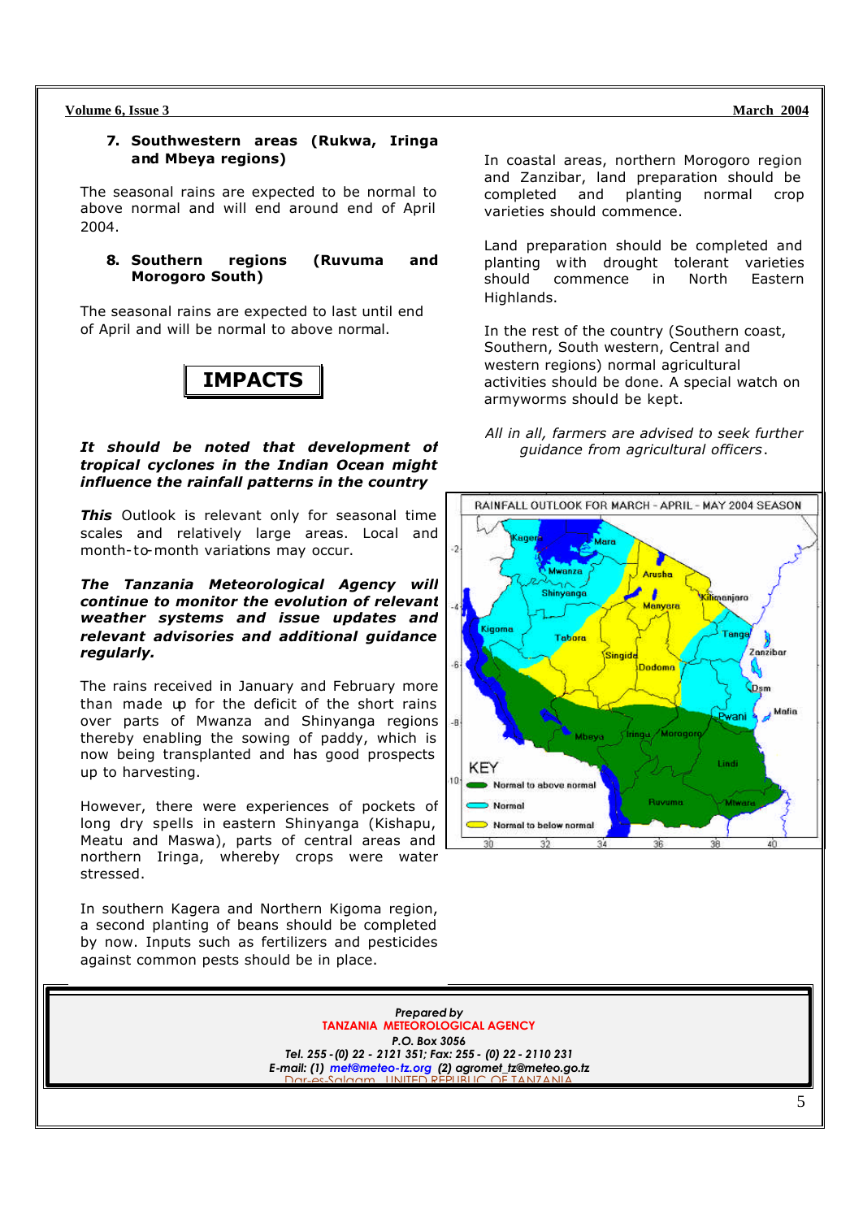7. **Southwestern areas (Rukwa, Iringa and Mbeya regions)**

The seasonal rains are expected to be normal to above normal and will end around end of April 2004.

8. **Southern regions (Ruvuma and Morogoro South)**

The seasonal rains are expected to last until end of April and will be normal to above normal.

## IMPACTS

***It should be noted that development of tropical cyclones in the Indian Ocean might influence the rainfall patterns in the country***

***This*** Outlook is relevant only for seasonal time scales and relatively large areas. Local and month-to-month variations may occur.

***The Tanzania Meteorological Agency will continue to monitor the evolution of relevant weather systems and issue updates and relevant advisories and additional guidance regularly.***

The rains received in January and February more than made up for the deficit of the short rains over parts of Mwanza and Shinyanga regions thereby enabling the sowing of paddy, which is now being transplanted and has good prospects up to harvesting.

However, there were experiences of pockets of long dry spells in eastern Shinyanga (Kishapu, Meatu and Maswa), parts of central areas and northern Iringa, whereby crops were water stressed.

In southern Kagera and Northern Kigoma region, a second planting of beans should be completed by now. Inputs such as fertilizers and pesticides against common pests should be in place.

In coastal areas, northern Morogoro region and Zanzibar, land preparation should be completed and planting normal crop varieties should commence.

Land preparation should be completed and planting with drought tolerant varieties should commence in North Eastern Highlands.

In the rest of the country (Southern coast, Southern, South western, Central and western regions) normal agricultural activities should be done. A special watch on armyworms should be kept.

*All in all, farmers are advised to seek further guidance from agricultural officers.*

RAINFALL OUTLOOK FOR MARCH - APRIL - MAY 2004 SEASON

Kagera, Mara, Mwanza, Arusha, Shinyanga, Manyara, Kilimanjaro, Kigoma, Tabora, Tanga, Singida, Zanzibar, Dodoma, Dsm, Pwani, Mafia, Mbeya, Iringa, Morogoro, Lindi, Ruvuma, Mtwara

KEY
Normal to above normal
Normal
Normal to below normal

-2, -4, -6, -8, -10
30, 32, 34, 36, 38, 40

*Prepared by*
**TANZANIA METEOROLOGICAL AGENCY**
*P.O. Box 3056*
*Tel. 255 - (0) 22 - 2121 351; Fax: 255 - (0) 22 - 2110 231*
*E-mail: (1) met@meteo-tz.org (2) agromet_tz@meteo.go.tz*
Dar-es-Salaam UNITED REPUBLIC OF TANZANIA